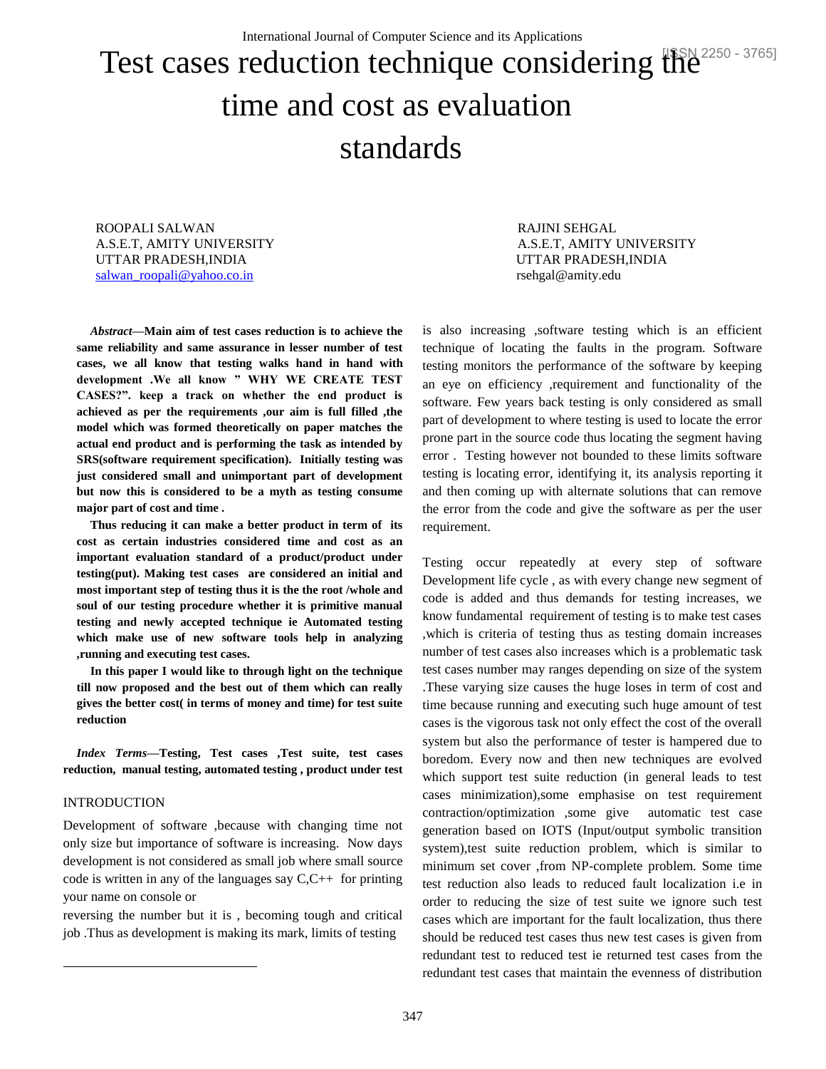# Test cases reduction technique considering the time and cost as evaluation standards

ROOPALI SALWAN
A.S.E.T, AMITY UNIVERSITY
UTTAR PRADESH,INDIA
salwan_roopali@yahoo.co.in

RAJINI SEHGAL
A.S.E.T, AMITY UNIVERSITY
UTTAR PRADESH,INDIA
rsehgal@amity.edu

***Abstract*—Main aim of test cases reduction is to achieve the same reliability and same assurance in lesser number of test cases, we all know that testing walks hand in hand with development .We all know " WHY WE CREATE TEST CASES?". keep a track on whether the end product is achieved as per the requirements ,our aim is full filled ,the model which was formed theoretically on paper matches the actual end product and is performing the task as intended by SRS(software requirement specification). Initially testing was just considered small and unimportant part of development but now this is considered to be a myth as testing consume major part of cost and time .**

**Thus reducing it can make a better product in term of its cost as certain industries considered time and cost as an important evaluation standard of a product/product under testing(put). Making test cases are considered an initial and most important step of testing thus it is the the root /whole and soul of our testing procedure whether it is primitive manual testing and newly accepted technique ie Automated testing which make use of new software tools help in analyzing ,running and executing test cases.**

**In this paper I would like to through light on the technique till now proposed and the best out of them which can really gives the better cost( in terms of money and time) for test suite reduction**

***Index Terms*—Testing, Test cases ,Test suite, test cases reduction, manual testing, automated testing , product under test**

## INTRODUCTION

Development of software ,because with changing time not only size but importance of software is increasing. Now days development is not considered as small job where small source code is written in any of the languages say C,C++ for printing your name on console or reversing the number but it is , becoming tough and critical job .Thus as development is making its mark, limits of testing is also increasing ,software testing which is an efficient technique of locating the faults in the program. Software testing monitors the performance of the software by keeping an eye on efficiency ,requirement and functionality of the software. Few years back testing is only considered as small part of development to where testing is used to locate the error prone part in the source code thus locating the segment having error . Testing however not bounded to these limits software testing is locating error, identifying it, its analysis reporting it and then coming up with alternate solutions that can remove the error from the code and give the software as per the user requirement.

Testing occur repeatedly at every step of software Development life cycle , as with every change new segment of code is added and thus demands for testing increases, we know fundamental requirement of testing is to make test cases ,which is criteria of testing thus as testing domain increases number of test cases also increases which is a problematic task test cases number may ranges depending on size of the system .These varying size causes the huge loses in term of cost and time because running and executing such huge amount of test cases is the vigorous task not only effect the cost of the overall system but also the performance of tester is hampered due to boredom. Every now and then new techniques are evolved which support test suite reduction (in general leads to test cases minimization),some emphasise on test requirement contraction/optimization ,some give automatic test case generation based on IOTS (Input/output symbolic transition system),test suite reduction problem, which is similar to minimum set cover ,from NP-complete problem. Some time test reduction also leads to reduced fault localization i.e in order to reducing the size of test suite we ignore such test cases which are important for the fault localization, thus there should be reduced test cases thus new test cases is given from redundant test to reduced test ie returned test cases from the redundant test cases that maintain the evenness of distribution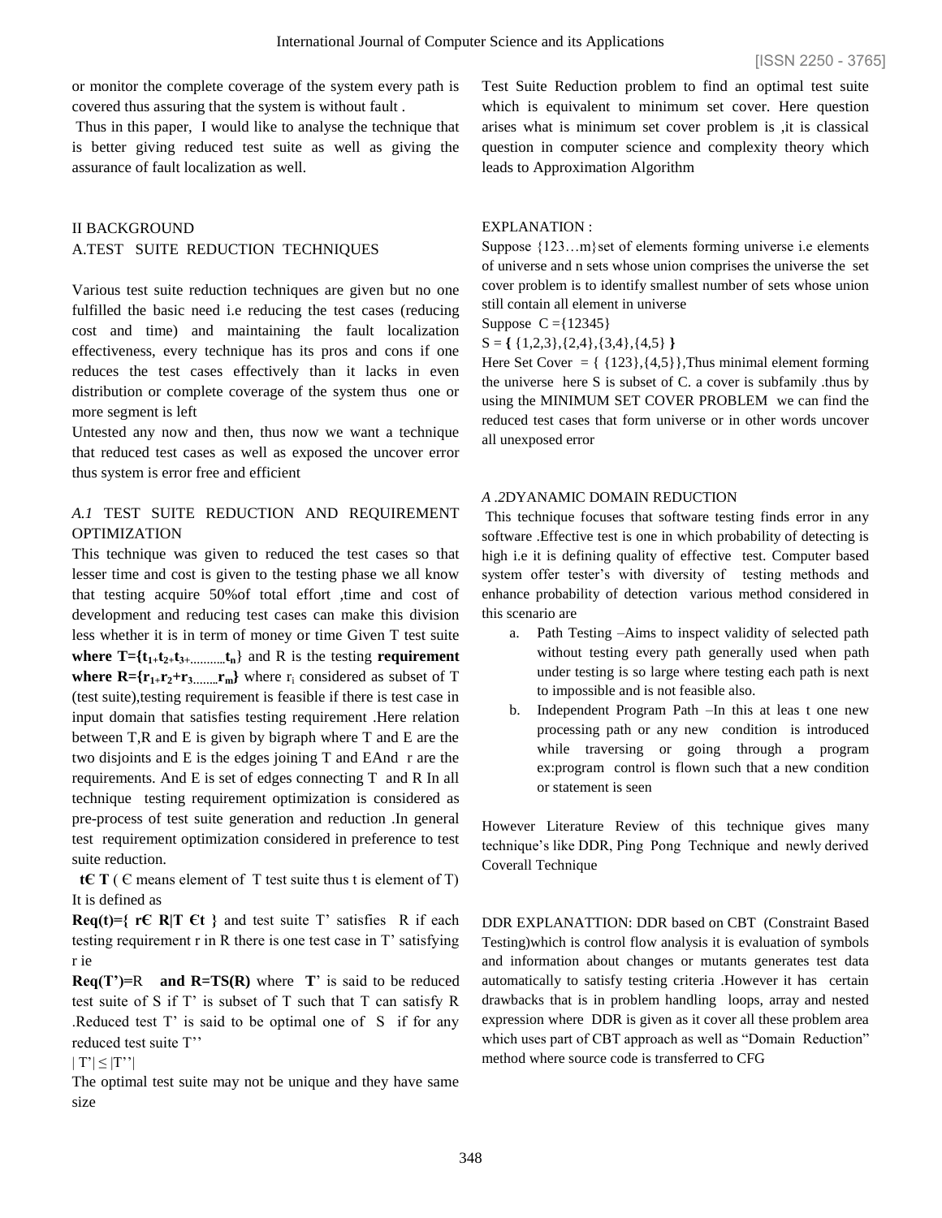or monitor the complete coverage of the system every path is covered thus assuring that the system is without fault .

Thus in this paper, I would like to analyse the technique that is better giving reduced test suite as well as giving the assurance of fault localization as well.

## II BACKGROUND

### A.TEST SUITE REDUCTION TECHNIQUES

Various test suite reduction techniques are given but no one fulfilled the basic need i.e reducing the test cases (reducing cost and time) and maintaining the fault localization effectiveness, every technique has its pros and cons if one reduces the test cases effectively than it lacks in even distribution or complete coverage of the system thus one or more segment is left

Untested any now and then, thus now we want a technique that reduced test cases as well as exposed the uncover error thus system is error free and efficient

### *A.1* TEST SUITE REDUCTION AND REQUIREMENT OPTIMIZATION

This technique was given to reduced the test cases so that lesser time and cost is given to the testing phase we all know that testing acquire 50%of total effort ,time and cost of development and reducing test cases can make this division less whether it is in term of money or time Given T test suite **where** $T=\{t_1+t_2+t_3+.........t_n\}$ and R is the testing **requirement where** $R=\{r_1+r_2+r_3.......r_m\}$ where $r_i$ considered as subset of T (test suite),testing requirement is feasible if there is test case in input domain that satisfies testing requirement .Here relation between T,R and E is given by bigraph where T and E are the two disjoints and E is the edges joining T and EAnd r are the requirements. And E is set of edges connecting T and R In all technique testing requirement optimization is considered as pre-process of test suite generation and reduction .In general test requirement optimization considered in preference to test suite reduction.

**t€ T** ( Є means element of T test suite thus t is element of T) It is defined as

**Req(t)={ r€ R|T €t }** and test suite T' satisfies R if each testing requirement r in R there is one test case in T' satisfying r ie

**Req(T')=**R **and R=TS(R)** where **T**' is said to be reduced test suite of S if T' is subset of T such that T can satisfy R .Reduced test T' is said to be optimal one of S if for any reduced test suite T''

$|T'| \leq |T''|$

The optimal test suite may not be unique and they have same size

Test Suite Reduction problem to find an optimal test suite which is equivalent to minimum set cover. Here question arises what is minimum set cover problem is ,it is classical question in computer science and complexity theory which leads to Approximation Algorithm

EXPLANATION :

Suppose {123…m}set of elements forming universe i.e elements of universe and n sets whose union comprises the universe the set cover problem is to identify smallest number of sets whose union still contain all element in universe

Suppose C ={12345}

S = **{** {1,2,3},{2,4},{3,4},{4,5} **}**

Here Set Cover = { {123},{4,5}},Thus minimal element forming the universe here S is subset of C. a cover is subfamily .thus by using the MINIMUM SET COVER PROBLEM we can find the reduced test cases that form universe or in other words uncover all unexposed error

### *A .2*DYANAMIC DOMAIN REDUCTION

This technique focuses that software testing finds error in any software .Effective test is one in which probability of detecting is high i.e it is defining quality of effective test. Computer based system offer tester's with diversity of testing methods and enhance probability of detection various method considered in this scenario are

a. Path Testing –Aims to inspect validity of selected path without testing every path generally used when path under testing is so large where testing each path is next to impossible and is not feasible also.
b. Independent Program Path –In this at leas t one new processing path or any new condition is introduced while traversing or going through a program ex:program control is flown such that a new condition or statement is seen

However Literature Review of this technique gives many technique's like DDR, Ping Pong Technique and newly derived Coverall Technique

DDR EXPLANATTION: DDR based on CBT (Constraint Based Testing)which is control flow analysis it is evaluation of symbols and information about changes or mutants generates test data automatically to satisfy testing criteria .However it has certain drawbacks that is in problem handling loops, array and nested expression where DDR is given as it cover all these problem area which uses part of CBT approach as well as "Domain Reduction" method where source code is transferred to CFG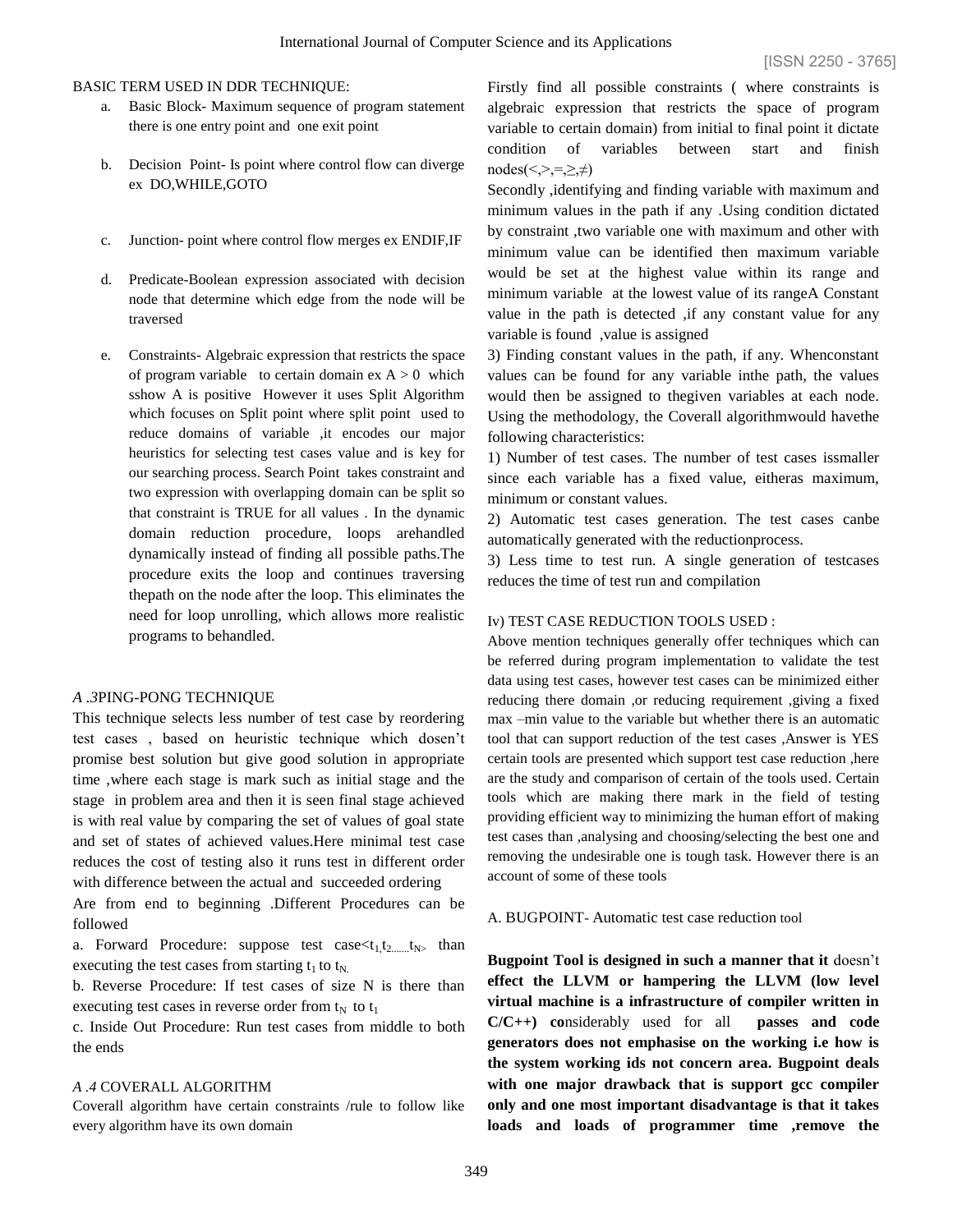BASIC TERM USED IN DDR TECHNIQUE:

a. Basic Block- Maximum sequence of program statement there is one entry point and one exit point

b. Decision Point- Is point where control flow can diverge ex DO,WHILE,GOTO

c. Junction- point where control flow merges ex ENDIF,IF

d. Predicate-Boolean expression associated with decision node that determine which edge from the node will be traversed

e. Constraints- Algebraic expression that restricts the space of program variable to certain domain ex $A > 0$ which sshow A is positive However it uses Split Algorithm which focuses on Split point where split point used to reduce domains of variable ,it encodes our major heuristics for selecting test cases value and is key for our searching process. Search Point takes constraint and two expression with overlapping domain can be split so that constraint is TRUE for all values . In the dynamic domain reduction procedure, loops arehandled dynamically instead of finding all possible paths.The procedure exits the loop and continues traversing thepath on the node after the loop. This eliminates the need for loop unrolling, which allows more realistic programs to behandled.

*A .3*PING-PONG TECHNIQUE

This technique selects less number of test case by reordering test cases , based on heuristic technique which dosen't promise best solution but give good solution in appropriate time ,where each stage is mark such as initial stage and the stage in problem area and then it is seen final stage achieved is with real value by comparing the set of values of goal state and set of states of achieved values.Here minimal test case reduces the cost of testing also it runs test in different order with difference between the actual and succeeded ordering

Are from end to beginning .Different Procedures can be followed

a. Forward Procedure: suppose test case$<t_1,t_2,......t_N>$ than executing the test cases from starting $t_1$ to $t_N$.

b. Reverse Procedure: If test cases of size N is there than executing test cases in reverse order from $t_N$ to $t_1$

c. Inside Out Procedure: Run test cases from middle to both the ends

*A .4* COVERALL ALGORITHM

Coverall algorithm have certain constraints /rule to follow like every algorithm have its own domain

Firstly find all possible constraints ( where constraints is algebraic expression that restricts the space of program variable to certain domain) from initial to final point it dictate condition of variables between start and finish nodes($<,>,=,\geq,\neq$)

Secondly ,identifying and finding variable with maximum and minimum values in the path if any .Using condition dictated by constraint ,two variable one with maximum and other with minimum value can be identified then maximum variable would be set at the highest value within its range and minimum variable at the lowest value of its rangeA Constant value in the path is detected ,if any constant value for any variable is found ,value is assigned

3) Finding constant values in the path, if any. Whenconstant values can be found for any variable inthe path, the values would then be assigned to thegiven variables at each node. Using the methodology, the Coverall algorithmwould havethe following characteristics:

1) Number of test cases. The number of test cases issmaller since each variable has a fixed value, eitheras maximum, minimum or constant values.

2) Automatic test cases generation. The test cases canbe automatically generated with the reductionprocess.

3) Less time to test run. A single generation of testcases reduces the time of test run and compilation

Iv) TEST CASE REDUCTION TOOLS USED :

Above mention techniques generally offer techniques which can be referred during program implementation to validate the test data using test cases, however test cases can be minimized either reducing there domain ,or reducing requirement ,giving a fixed max –min value to the variable but whether there is an automatic tool that can support reduction of the test cases ,Answer is YES certain tools are presented which support test case reduction ,here are the study and comparison of certain of the tools used. Certain tools which are making there mark in the field of testing providing efficient way to minimizing the human effort of making test cases than ,analysing and choosing/selecting the best one and removing the undesirable one is tough task. However there is an account of some of these tools

A. BUGPOINT- Automatic test case reduction tool

**Bugpoint Tool is designed in such a manner that it** doesn't **effect the LLVM or hampering the LLVM (low level virtual machine is a infrastructure of compiler written in C/C++) co**nsiderably used for all **passes and code generators does not emphasise on the working i.e how is the system working ids not concern area. Bugpoint deals with one major drawback that is support gcc compiler only and one most important disadvantage is that it takes loads and loads of programmer time ,remove the**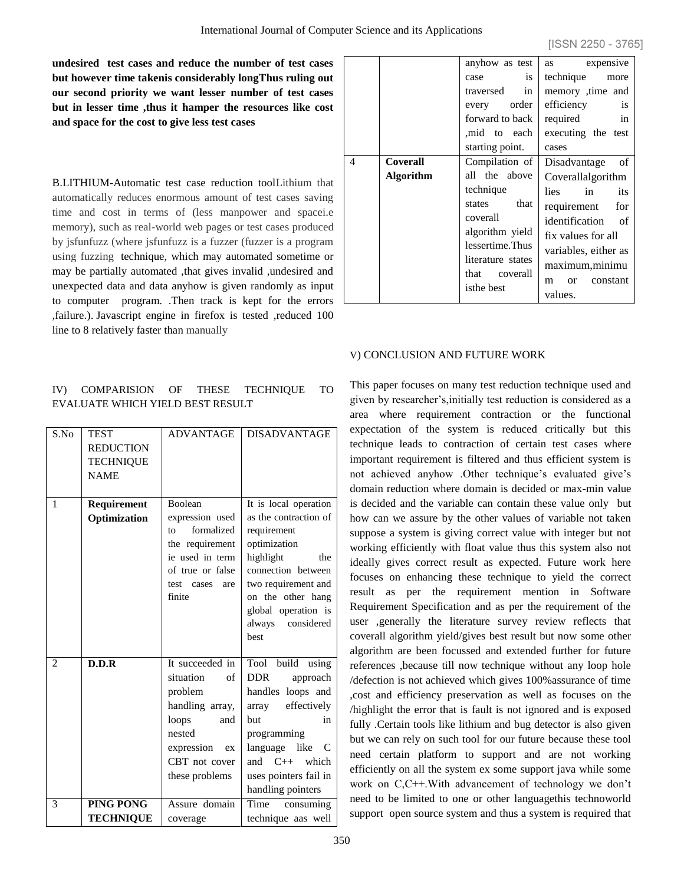**undesired test cases and reduce the number of test cases but however time takenis considerably longThus ruling out our second priority we want lesser number of test cases but in lesser time ,thus it hamper the resources like cost and space for the cost to give less test cases**

B.LITHIUM-Automatic test case reduction toolLithium that automatically reduces enormous amount of test cases saving time and cost in terms of (less manpower and spacei.e memory), such as real-world web pages or test cases produced by jsfunfuzz (where jsfunfuzz is a fuzzer (fuzzer is a program using fuzzing technique, which may automated sometime or may be partially automated ,that gives invalid ,undesired and unexpected data and data anyhow is given randomly as input to computer program. .Then track is kept for the errors ,failure.). Javascript engine in firefox is tested ,reduced 100 line to 8 relatively faster than manually

IV) COMPARISION OF THESE TECHNIQUE TO EVALUATE WHICH YIELD BEST RESULT

| S.No | TEST REDUCTION TECHNIQUE NAME | ADVANTAGE | DISADVANTAGE |
|---|---|---|---|
| 1 | **Requirement Optimization** | Boolean expression used to formalized the requirement ie used in term of true or false test cases are finite | It is local operation as the contraction of requirement optimization highlight the connection between two requirement and on the other hang global operation is always considered best |
| 2 | **D.D.R** | It succeeded in situation of problem handling array, loops and nested expression ex CBT not cover these problems | Tool build using DDR approach handles loops and array effectively but in programming language like C and C++ which uses pointers fail in handling pointers |
| 3 | **PING PONG TECHNIQUE** | Assure domain coverage anyhow as test case is traversed in every order forward to back ,mid to each starting point. | Time consuming technique aas well as expensive technique more memory ,time and efficiency is required in executing the test cases |
| 4 | **Coverall Algorithm** | Compilation of all the above technique states that coverall algorithm yield lessertime.Thus literature states that coverall isthe best | Disadvantage of Coverallalgorithm lies in its requirement for identification of fix values for all variables, either as maximum,minimum or constant values. |

V) CONCLUSION AND FUTURE WORK

This paper focuses on many test reduction technique used and given by researcher's,initially test reduction is considered as a area where requirement contraction or the functional expectation of the system is reduced critically but this technique leads to contraction of certain test cases where important requirement is filtered and thus efficient system is not achieved anyhow .Other technique's evaluated give's domain reduction where domain is decided or max-min value is decided and the variable can contain these value only but how can we assure by the other values of variable not taken suppose a system is giving correct value with integer but not working efficiently with float value thus this system also not ideally gives correct result as expected. Future work here focuses on enhancing these technique to yield the correct result as per the requirement mention in Software Requirement Specification and as per the requirement of the user ,generally the literature survey review reflects that coverall algorithm yield/gives best result but now some other algorithm are been focussed and extended further for future references ,because till now technique without any loop hole /defection is not achieved which gives 100%assurance of time ,cost and efficiency preservation as well as focuses on the /highlight the error that is fault is not ignored and is exposed fully .Certain tools like lithium and bug detector is also given but we can rely on such tool for our future because these tool need certain platform to support and are not working efficiently on all the system ex some support java while some work on C,C++.With advancement of technology we don't need to be limited to one or other languagethis technoworld support open source system and thus a system is required that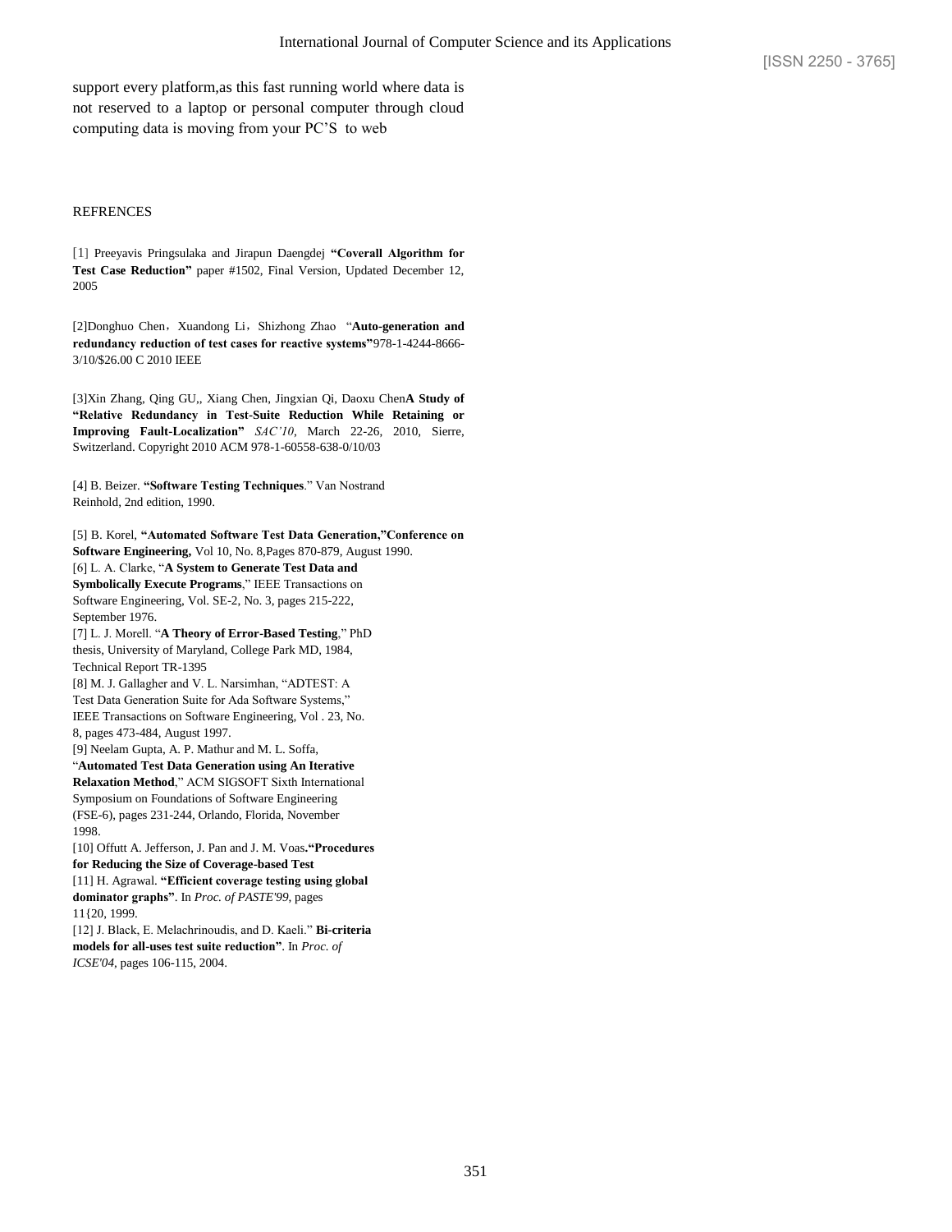support every platform,as this fast running world where data is not reserved to a laptop or personal computer through cloud computing data is moving from your PC'S to web

REFRENCES

[1] Preeyavis Pringsulaka and Jirapun Daengdej **"Coverall Algorithm for Test Case Reduction"** paper #1502, Final Version, Updated December 12, 2005

[2]Donghuo Chen，Xuandong Li，Shizhong Zhao "**Auto-generation and redundancy reduction of test cases for reactive systems"**978-1-4244-8666-3/10/$26.00 C 2010 IEEE

[3]Xin Zhang, Qing GU,, Xiang Chen, Jingxian Qi, Daoxu Chen**A Study of "Relative Redundancy in Test-Suite Reduction While Retaining or Improving Fault-Localization"** *SAC'10*, March 22-26, 2010, Sierre, Switzerland. Copyright 2010 ACM 978-1-60558-638-0/10/03

[4] B. Beizer. **"Software Testing Techniques**." Van Nostrand Reinhold, 2nd edition, 1990.

[5] B. Korel, **"Automated Software Test Data Generation,"Conference on Software Engineering,** Vol 10, No. 8,Pages 870-879, August 1990.

[6] L. A. Clarke, "**A System to Generate Test Data and Symbolically Execute Programs**," IEEE Transactions on Software Engineering, Vol. SE-2, No. 3, pages 215-222, September 1976.

[7] L. J. Morell. "**A Theory of Error-Based Testing**," PhD thesis, University of Maryland, College Park MD, 1984, Technical Report TR-1395

[8] M. J. Gallagher and V. L. Narsimhan, "ADTEST: A Test Data Generation Suite for Ada Software Systems," IEEE Transactions on Software Engineering, Vol . 23, No. 8, pages 473-484, August 1997.

[9] Neelam Gupta, A. P. Mathur and M. L. Soffa, "**Automated Test Data Generation using An Iterative Relaxation Method**," ACM SIGSOFT Sixth International Symposium on Foundations of Software Engineering (FSE-6), pages 231-244, Orlando, Florida, November 1998.

[10] Offutt A. Jefferson, J. Pan and J. M. Voas**."Procedures for Reducing the Size of Coverage-based Test**

[11] H. Agrawal. **"Efficient coverage testing using global dominator graphs"**. In *Proc. of PASTE'99*, pages 11{20, 1999.

[12] J. Black, E. Melachrinoudis, and D. Kaeli." **Bi-criteria models for all-uses test suite reduction"**. In *Proc. of ICSE'04*, pages 106-115, 2004.